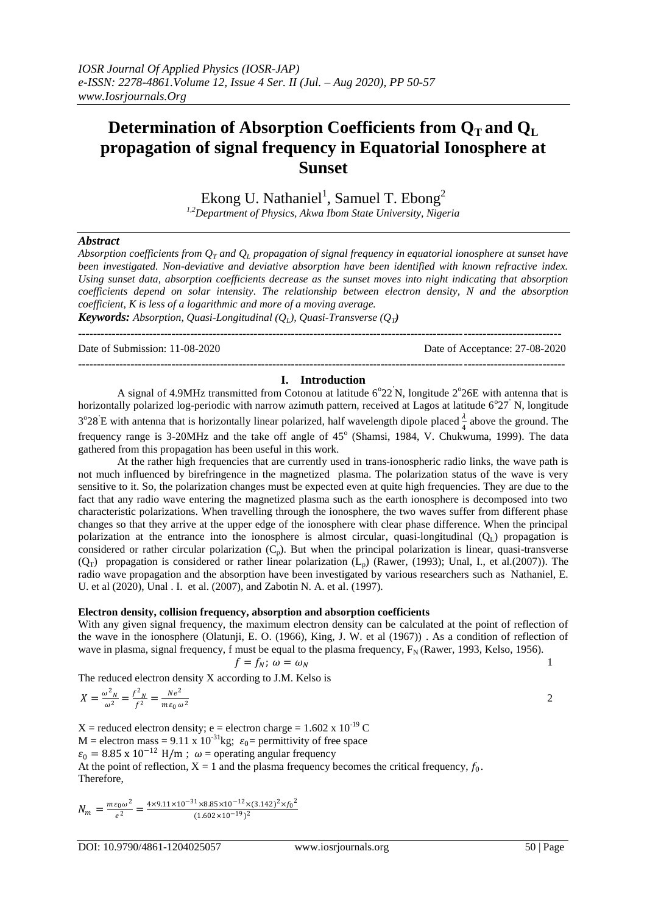# Determination of Absorption Coefficients from $Q_T$ and $Q_L$ propagation of signal frequency in Equatorial Ionosphere at Sunset

Ekong U. Nathaniel[1], Samuel T. Ebong[2]

[1,2]Department of Physics, Akwa Ibom State University, Nigeria

### *Abstract*

*Absorption coefficients from $Q_T$ and $Q_L$ propagation of signal frequency in equatorial ionosphere at sunset have been investigated. Non-deviative and deviative absorption have been identified with known refractive index. Using sunset data, absorption coefficients decrease as the sunset moves into night indicating that absorption coefficients depend on solar intensity. The relationship between electron density, N and the absorption coefficient, K is less of a logarithmic and more of a moving average.*

***Keywords:*** *Absorption, Quasi-Longitudinal ($Q_L$), Quasi-Transverse ($Q_T$)*

---

Date of Submission: 11-08-2020 Date of Acceptance: 27-08-2020

---

## I. Introduction

A signal of 4.9MHz transmitted from Cotonou at latitude 6°22' N, longitude 2°26E with antenna that is horizontally polarized log-periodic with narrow azimuth pattern, received at Lagos at latitude 6°27' N, longitude 3°28' E with antenna that is horizontally linear polarized, half wavelength dipole placed $\frac{\lambda}{4}$ above the ground. The frequency range is 3-20MHz and the take off angle of 45° (Shamsi, 1984, V. Chukwuma, 1999). The data gathered from this propagation has been useful in this work.

At the rather high frequencies that are currently used in trans-ionospheric radio links, the wave path is not much influenced by birefringence in the magnetized plasma. The polarization status of the wave is very sensitive to it. So, the polarization changes must be expected even at quite high frequencies. They are due to the fact that any radio wave entering the magnetized plasma such as the earth ionosphere is decomposed into two characteristic polarizations. When travelling through the ionosphere, the two waves suffer from different phase changes so that they arrive at the upper edge of the ionosphere with clear phase difference. When the principal polarization at the entrance into the ionosphere is almost circular, quasi-longitudinal ($Q_L$) propagation is considered or rather circular polarization ($C_p$). But when the principal polarization is linear, quasi-transverse ($Q_T$) propagation is considered or rather linear polarization ($L_p$) (Rawer, (1993); Unal, I., et al.(2007)). The radio wave propagation and the absorption have been investigated by various researchers such as Nathaniel, E. U. et al (2020), Unal . I. et al. (2007), and Zabotin N. A. et al. (1997).

**Electron density, collision frequency, absorption and absorption coefficients**

With any given signal frequency, the maximum electron density can be calculated at the point of reflection of the wave in the ionosphere (Olatunji, E. O. (1966), King, J. W. et al (1967)) . As a condition of reflection of wave in plasma, signal frequency, f must be equal to the plasma frequency, $F_N$ (Rawer, 1993, Kelso, 1956).

$$f = f_N;\ \omega = \omega_N \qquad 1$$

The reduced electron density X according to J.M. Kelso is

$$X = \frac{\omega^2_N}{\omega^2} = \frac{f^2_N}{f^2} = \frac{Ne^2}{m\varepsilon_0\,\omega^2} \qquad 2$$

X = reduced electron density; e = electron charge = 1.602 x $10^{-19}$ C

M = electron mass = 9.11 x $10^{-31}$kg; $\varepsilon_0$= permittivity of free space

$\varepsilon_0 = 8.85 \times 10^{-12}$ H/m ; $\omega$ = operating angular frequency

At the point of reflection, X = 1 and the plasma frequency becomes the critical frequency, $f_0$.

Therefore,

$$N_m = \frac{m\varepsilon_0\omega^2}{e^2} = \frac{4\times 9.11\times 10^{-31}\times 8.85\times 10^{-12}\times (3.142)^2\times {f_0}^2}{(1.602\times 10^{-19})^2}$$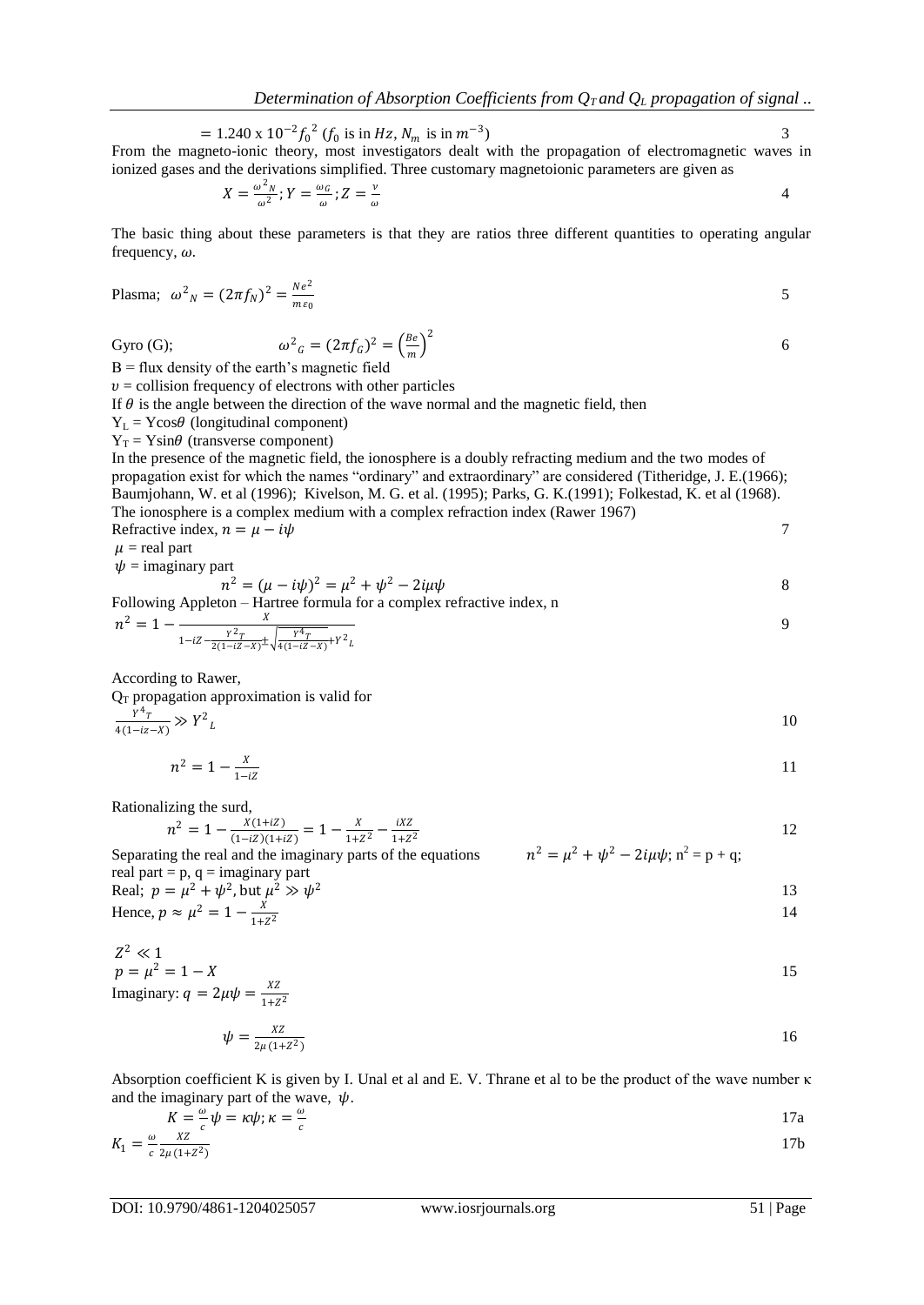$$= 1.240 \times 10^{-2} {f_0}^2 \ (f_0 \text{ is in } Hz, N_m \text{ is in } m^{-3}) \tag{3}$$

From the magneto-ionic theory, most investigators dealt with the propagation of electromagnetic waves in ionized gases and the derivations simplified. Three customary magnetoionic parameters are given as

$$X = \frac{\omega^2{}_N}{\omega^2}; Y = \frac{\omega_G}{\omega}; Z = \frac{v}{\omega} \tag{4}$$

The basic thing about these parameters is that they are ratios three different quantities to operating angular frequency, $\omega$.

Plasma; $$\omega^2{}_N = (2\pi f_N)^2 = \frac{Ne^2}{m\varepsilon_0} \tag{5}$$

Gyro (G); $$\omega^2{}_G = (2\pi f_G)^2 = \left(\frac{Be}{m}\right)^2 \tag{6}$$

B = flux density of the earth's magnetic field

$v$ = collision frequency of electrons with other particles

If $\theta$ is the angle between the direction of the wave normal and the magnetic field, then

$Y_L = Y\cos\theta$ (longitudinal component)

$Y_T = Y\sin\theta$ (transverse component)

In the presence of the magnetic field, the ionosphere is a doubly refracting medium and the two modes of propagation exist for which the names "ordinary" and extraordinary" are considered (Titheridge, J. E.(1966); Baumjohann, W. et al (1996); Kivelson, M. G. et al. (1995); Parks, G. K.(1991); Folkestad, K. et al (1968). The ionosphere is a complex medium with a complex refraction index (Rawer 1967)

Refractive index, $$n = \mu - i\psi \tag{7}$$

$\mu$ = real part

$\psi$ = imaginary part

$$n^2 = (\mu - i\psi)^2 = \mu^2 + \psi^2 - 2i\mu\psi \tag{8}$$

Following Appleton – Hartree formula for a complex refractive index, n

$$n^2 = 1 - \frac{X}{1 - iZ - \frac{Y^2{}_T}{2(1-iZ-X)} \pm \sqrt{\frac{Y^4{}_T}{4(1-iZ-X)} + Y^2{}_L}} \tag{9}$$

According to Rawer,

$Q_T$ propagation approximation is valid for

$$\frac{Y^4{}_T}{4(1-iz-X)} \gg Y^2{}_L \tag{10}$$

$$n^2 = 1 - \frac{X}{1-iZ} \tag{11}$$

Rationalizing the surd,

$$n^2 = 1 - \frac{X(1+iZ)}{(1-iZ)(1+iZ)} = 1 - \frac{X}{1+Z^2} - \frac{iXZ}{1+Z^2} \tag{12}$$

Separating the real and the imaginary parts of the equations $n^2 = \mu^2 + \psi^2 - 2i\mu\psi$; $n^2 = p + q$; real part = p, q = imaginary part

Real; $$p = \mu^2 + \psi^2, \text{ but } \mu^2 \gg \psi^2 \tag{13}$$

Hence, $$p \approx \mu^2 = 1 - \frac{X}{1+Z^2} \tag{14}$$

$Z^2 \ll 1$

$$p = \mu^2 = 1 - X \tag{15}$$

Imaginary: $q = 2\mu\psi = \frac{XZ}{1+Z^2}$

$$\psi = \frac{XZ}{2\mu(1+Z^2)} \tag{16}$$

Absorption coefficient K is given by I. Unal et al and E. V. Thrane et al to be the product of the wave number κ and the imaginary part of the wave, $\psi$.

$$K = \frac{\omega}{c}\psi = \kappa\psi; \kappa = \frac{\omega}{c} \tag{17a}$$

$$K_1 = \frac{\omega}{c}\frac{XZ}{2\mu(1+Z^2)} \tag{17b}$$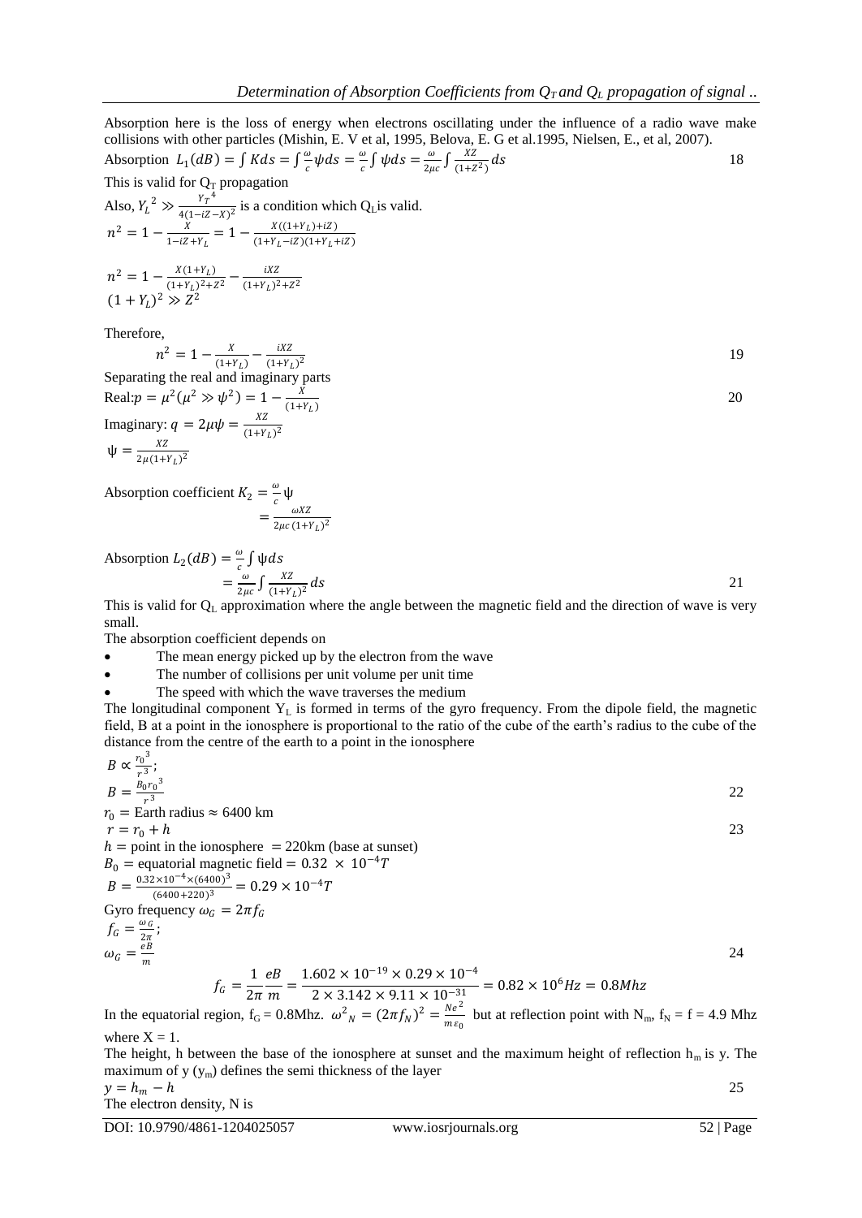Absorption here is the loss of energy when electrons oscillating under the influence of a radio wave make collisions with other particles (Mishin, E. V et al, 1995, Belova, E. G et al.1995, Nielsen, E., et al, 2007).

$$\text{Absorption } L_1(dB) = \int K ds = \int \frac{\omega}{c}\psi ds = \frac{\omega}{c}\int \psi ds = \frac{\omega}{2\mu c}\int \frac{XZ}{(1+Z^2)} ds \tag{18}$$

This is valid for $Q_T$ propagation

Also, $Y_L^2 \gg \frac{Y_T^4}{4(1-iZ-X)^2}$ is a condition which $Q_L$ is valid.

$$n^2 = 1 - \frac{X}{1-iZ+Y_L} = 1 - \frac{X((1+Y_L)+iZ)}{(1+Y_L-iZ)(1+Y_L+iZ)}$$

$$n^2 = 1 - \frac{X(1+Y_L)}{(1+Y_L)^2+Z^2} - \frac{iXZ}{(1+Y_L)^2+Z^2}$$

$$(1+Y_L)^2 \gg Z^2$$

Therefore,

$$n^2 = 1 - \frac{X}{(1+Y_L)} - \frac{iXZ}{(1+Y_L)^2} \tag{19}$$

Separating the real and imaginary parts

$$\text{Real: } p = \mu^2(\mu^2 \gg \psi^2) = 1 - \frac{X}{(1+Y_L)} \tag{20}$$

$$\text{Imaginary: } q = 2\mu\psi = \frac{XZ}{(1+Y_L)^2}$$

$$\psi = \frac{XZ}{2\mu(1+Y_L)^2}$$

$$\text{Absorption coefficient } K_2 = \frac{\omega}{c}\psi = \frac{\omega XZ}{2\mu c\,(1+Y_L)^2}$$

$$\text{Absorption } L_2(dB) = \frac{\omega}{c}\int \psi ds = \frac{\omega}{2\mu c}\int \frac{XZ}{(1+Y_L)^2} ds \tag{21}$$

This is valid for $Q_L$ approximation where the angle between the magnetic field and the direction of wave is very small.

The absorption coefficient depends on

- The mean energy picked up by the electron from the wave
- The number of collisions per unit volume per unit time
- The speed with which the wave traverses the medium

The longitudinal component $Y_L$ is formed in terms of the gyro frequency. From the dipole field, the magnetic field, B at a point in the ionosphere is proportional to the ratio of the cube of the earth's radius to the cube of the distance from the centre of the earth to a point in the ionosphere

$$B \propto \frac{r_0^3}{r^3};$$

$$B = \frac{B_0 r_0^3}{r^3} \tag{22}$$

$r_0$ = Earth radius ≈ 6400 km

$$r = r_0 + h \tag{23}$$

$h$ = point in the ionosphere = 220km (base at sunset)

$B_0$ = equatorial magnetic field = $0.32 \times 10^{-4} T$

$$B = \frac{0.32\times10^{-4}\times(6400)^3}{(6400+220)^3} = 0.29\times10^{-4} T$$

Gyro frequency $\omega_G = 2\pi f_G$

$$f_G = \frac{\omega_G}{2\pi};$$

$$\omega_G = \frac{eB}{m} \tag{24}$$

$$f_G = \frac{1}{2\pi}\frac{eB}{m} = \frac{1.602\times10^{-19}\times0.29\times10^{-4}}{2\times3.142\times9.11\times10^{-31}} = 0.82\times10^6 Hz = 0.8Mhz$$

In the equatorial region, $f_G$ = 0.8Mhz. ${\omega^2}_N = (2\pi f_N)^2 = \frac{Ne^2}{m\varepsilon_0}$ but at reflection point with $N_m$, $f_N = f$ = 4.9 Mhz where $X = 1$.

The height, h between the base of the ionosphere at sunset and the maximum height of reflection $h_m$ is y. The maximum of y ($y_m$) defines the semi thickness of the layer

$$y = h_m - h \tag{25}$$

The electron density, N is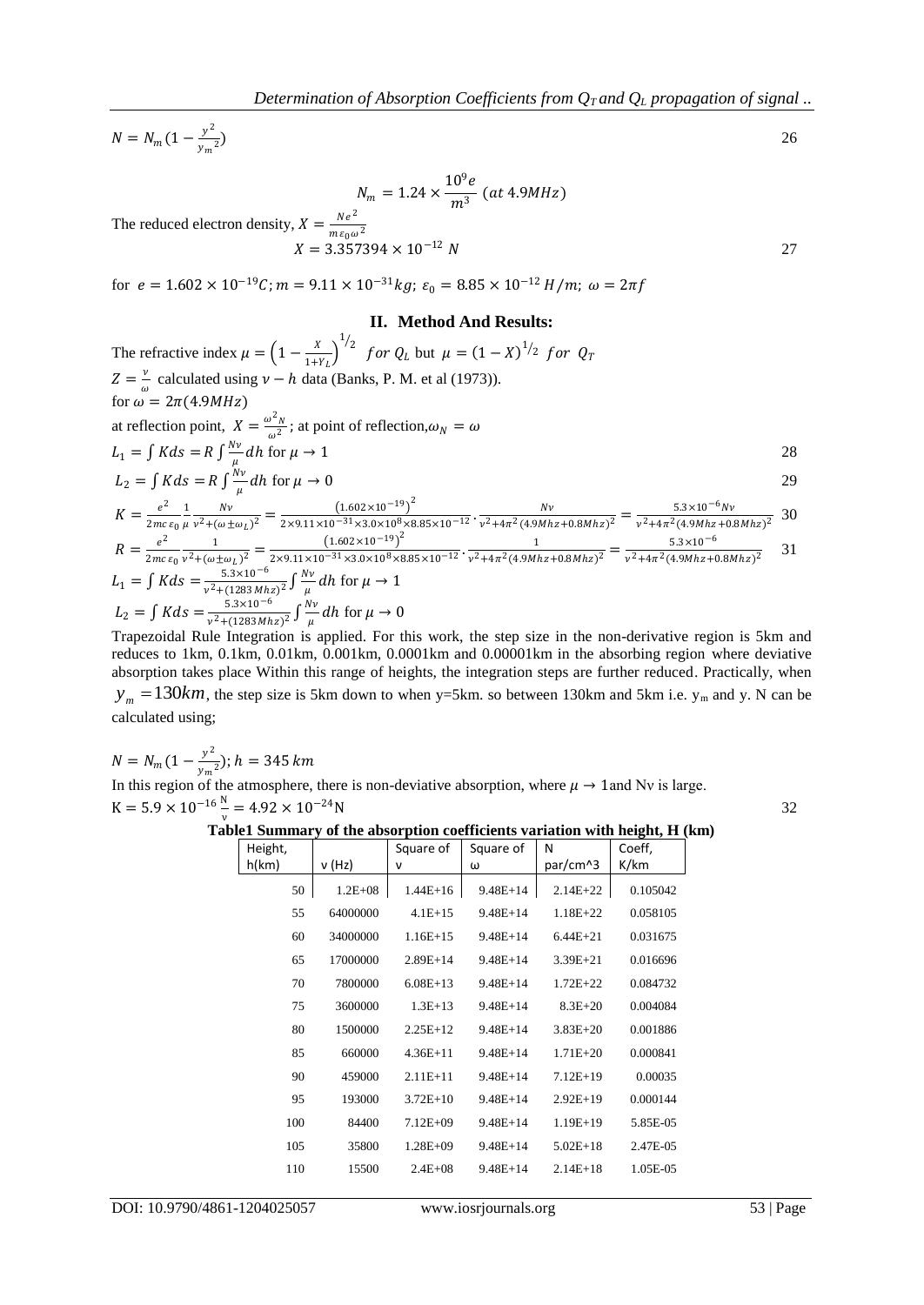$$N = N_m \left(1 - \frac{y^2}{{y_m}^2}\right) \quad (26)$$

$$N_m = 1.24 \times \frac{10^9 e}{m^3} \ (at\ 4.9MHz)$$

The reduced electron density, $X = \frac{Ne^2}{m\varepsilon_0 \omega^2}$

$$X = 3.357394 \times 10^{-12}\ N \quad (27)$$

for $e = 1.602 \times 10^{-19} C;\ m = 9.11 \times 10^{-31} kg;\ \varepsilon_0 = 8.85 \times 10^{-12}\ H/m;\ \omega = 2\pi f$

## II. Method And Results:

The refractive index $\mu = \left(1 - \frac{X}{1+Y_L}\right)^{1/2}$ *for* $Q_L$ but $\mu = (1 - X)^{1/2}$ *for* $Q_T$

$Z = \frac{\nu}{\omega}$ calculated using $\nu - h$ data (Banks, P. M. et al (1973)).

for $\omega = 2\pi(4.9MHz)$

at reflection point, $X = \frac{{\omega^2}_N}{\omega^2}$; at point of reflection, $\omega_N = \omega$

$$L_1 = \int K ds = R \int \frac{N\nu}{\mu} dh \text{ for } \mu \to 1 \quad (28)$$

$$L_2 = \int K ds = R \int \frac{N\nu}{\mu} dh \text{ for } \mu \to 0 \quad (29)$$

$$K = \frac{e^2}{2mc\varepsilon_0} \frac{1}{\mu} \frac{N\nu}{\nu^2 + (\omega \pm \omega_L)^2} = \frac{(1.602 \times 10^{-19})^2}{2 \times 9.11 \times 10^{-31} \times 3.0 \times 10^8 \times 8.85 \times 10^{-12}} \cdot \frac{N\nu}{\nu^2 + 4\pi^2(4.9Mhz + 0.8Mhz)^2} = \frac{5.3 \times 10^{-6} N\nu}{\nu^2 + 4\pi^2(4.9Mhz + 0.8Mhz)^2} \quad (30)$$

$$R = \frac{e^2}{2mc\varepsilon_0} \frac{1}{\nu^2 + (\omega \pm \omega_L)^2} = \frac{(1.602 \times 10^{-19})^2}{2 \times 9.11 \times 10^{-31} \times 3.0 \times 10^8 \times 8.85 \times 10^{-12}} \cdot \frac{1}{\nu^2 + 4\pi^2(4.9Mhz + 0.8Mhz)^2} = \frac{5.3 \times 10^{-6}}{\nu^2 + 4\pi^2(4.9Mhz + 0.8Mhz)^2} \quad (31)$$

$$L_1 = \int K ds = \frac{5.3 \times 10^{-6}}{\nu^2 + (1283\,Mhz)^2} \int \frac{N\nu}{\mu} dh \text{ for } \mu \to 1$$

$$L_2 = \int K ds = \frac{5.3 \times 10^{-6}}{\nu^2 + (1283\,Mhz)^2} \int \frac{N\nu}{\mu} dh \text{ for } \mu \to 0$$

Trapezoidal Rule Integration is applied. For this work, the step size in the non-derivative region is 5km and reduces to 1km, 0.1km, 0.01km, 0.001km, 0.0001km and 0.00001km in the absorbing region where deviative absorption takes place Within this range of heights, the integration steps are further reduced. Practically, when $y_m = 130km$, the step size is 5km down to when y=5km. so between 130km and 5km i.e. $y_m$ and y. N can be calculated using;

$$N = N_m \left(1 - \frac{y^2}{{y_m}^2}\right);\ h = 345\ km$$

In this region of the atmosphere, there is non-deviative absorption, where $\mu \to 1$ and $N\nu$ is large.

$$K = 5.9 \times 10^{-16} \frac{N}{\nu} = 4.92 \times 10^{-24} N \quad (32)$$

**Table1 Summary of the absorption coefficients variation with height, H (km)**

| Height, h(km) | ν (Hz) | Square of ν | Square of ω | N par/cm^3 | Coeff, K/km |
|---|---|---|---|---|---|
| 50 | 1.2E+08 | 1.44E+16 | 9.48E+14 | 2.14E+22 | 0.105042 |
| 55 | 64000000 | 4.1E+15 | 9.48E+14 | 1.18E+22 | 0.058105 |
| 60 | 34000000 | 1.16E+15 | 9.48E+14 | 6.44E+21 | 0.031675 |
| 65 | 17000000 | 2.89E+14 | 9.48E+14 | 3.39E+21 | 0.016696 |
| 70 | 7800000 | 6.08E+13 | 9.48E+14 | 1.72E+22 | 0.084732 |
| 75 | 3600000 | 1.3E+13 | 9.48E+14 | 8.3E+20 | 0.004084 |
| 80 | 1500000 | 2.25E+12 | 9.48E+14 | 3.83E+20 | 0.001886 |
| 85 | 660000 | 4.36E+11 | 9.48E+14 | 1.71E+20 | 0.000841 |
| 90 | 459000 | 2.11E+11 | 9.48E+14 | 7.12E+19 | 0.00035 |
| 95 | 193000 | 3.72E+10 | 9.48E+14 | 2.92E+19 | 0.000144 |
| 100 | 84400 | 7.12E+09 | 9.48E+14 | 1.19E+19 | 5.85E-05 |
| 105 | 35800 | 1.28E+09 | 9.48E+14 | 5.02E+18 | 2.47E-05 |
| 110 | 15500 | 2.4E+08 | 9.48E+14 | 2.14E+18 | 1.05E-05 |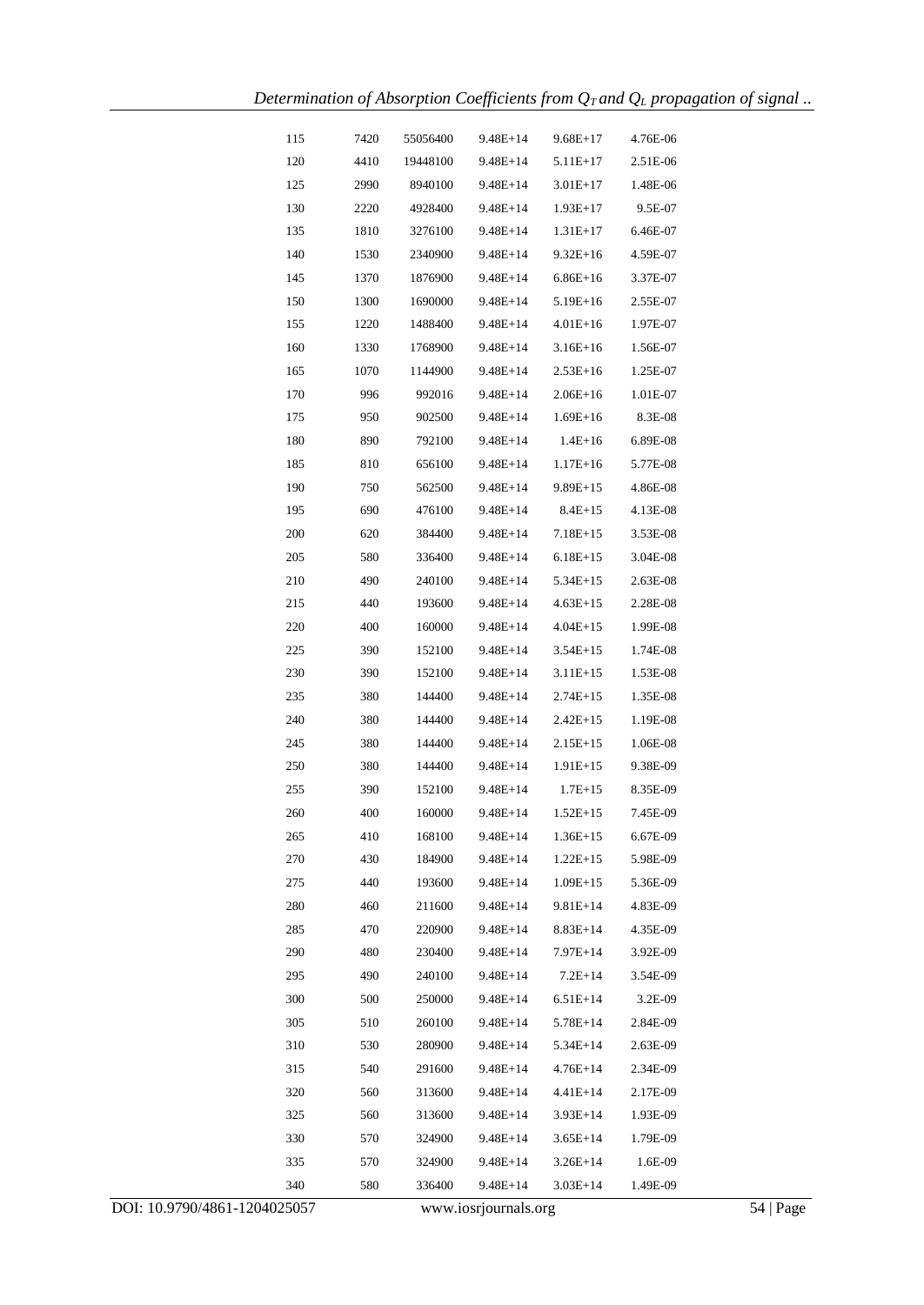| | | | | | |
|---|---|---|---|---|---|
| 115 | 7420 | 55056400 | 9.48E+14 | 9.68E+17 | 4.76E-06 |
| 120 | 4410 | 19448100 | 9.48E+14 | 5.11E+17 | 2.51E-06 |
| 125 | 2990 | 8940100 | 9.48E+14 | 3.01E+17 | 1.48E-06 |
| 130 | 2220 | 4928400 | 9.48E+14 | 1.93E+17 | 9.5E-07 |
| 135 | 1810 | 3276100 | 9.48E+14 | 1.31E+17 | 6.46E-07 |
| 140 | 1530 | 2340900 | 9.48E+14 | 9.32E+16 | 4.59E-07 |
| 145 | 1370 | 1876900 | 9.48E+14 | 6.86E+16 | 3.37E-07 |
| 150 | 1300 | 1690000 | 9.48E+14 | 5.19E+16 | 2.55E-07 |
| 155 | 1220 | 1488400 | 9.48E+14 | 4.01E+16 | 1.97E-07 |
| 160 | 1330 | 1768900 | 9.48E+14 | 3.16E+16 | 1.56E-07 |
| 165 | 1070 | 1144900 | 9.48E+14 | 2.53E+16 | 1.25E-07 |
| 170 | 996 | 992016 | 9.48E+14 | 2.06E+16 | 1.01E-07 |
| 175 | 950 | 902500 | 9.48E+14 | 1.69E+16 | 8.3E-08 |
| 180 | 890 | 792100 | 9.48E+14 | 1.4E+16 | 6.89E-08 |
| 185 | 810 | 656100 | 9.48E+14 | 1.17E+16 | 5.77E-08 |
| 190 | 750 | 562500 | 9.48E+14 | 9.89E+15 | 4.86E-08 |
| 195 | 690 | 476100 | 9.48E+14 | 8.4E+15 | 4.13E-08 |
| 200 | 620 | 384400 | 9.48E+14 | 7.18E+15 | 3.53E-08 |
| 205 | 580 | 336400 | 9.48E+14 | 6.18E+15 | 3.04E-08 |
| 210 | 490 | 240100 | 9.48E+14 | 5.34E+15 | 2.63E-08 |
| 215 | 440 | 193600 | 9.48E+14 | 4.63E+15 | 2.28E-08 |
| 220 | 400 | 160000 | 9.48E+14 | 4.04E+15 | 1.99E-08 |
| 225 | 390 | 152100 | 9.48E+14 | 3.54E+15 | 1.74E-08 |
| 230 | 390 | 152100 | 9.48E+14 | 3.11E+15 | 1.53E-08 |
| 235 | 380 | 144400 | 9.48E+14 | 2.74E+15 | 1.35E-08 |
| 240 | 380 | 144400 | 9.48E+14 | 2.42E+15 | 1.19E-08 |
| 245 | 380 | 144400 | 9.48E+14 | 2.15E+15 | 1.06E-08 |
| 250 | 380 | 144400 | 9.48E+14 | 1.91E+15 | 9.38E-09 |
| 255 | 390 | 152100 | 9.48E+14 | 1.7E+15 | 8.35E-09 |
| 260 | 400 | 160000 | 9.48E+14 | 1.52E+15 | 7.45E-09 |
| 265 | 410 | 168100 | 9.48E+14 | 1.36E+15 | 6.67E-09 |
| 270 | 430 | 184900 | 9.48E+14 | 1.22E+15 | 5.98E-09 |
| 275 | 440 | 193600 | 9.48E+14 | 1.09E+15 | 5.36E-09 |
| 280 | 460 | 211600 | 9.48E+14 | 9.81E+14 | 4.83E-09 |
| 285 | 470 | 220900 | 9.48E+14 | 8.83E+14 | 4.35E-09 |
| 290 | 480 | 230400 | 9.48E+14 | 7.97E+14 | 3.92E-09 |
| 295 | 490 | 240100 | 9.48E+14 | 7.2E+14 | 3.54E-09 |
| 300 | 500 | 250000 | 9.48E+14 | 6.51E+14 | 3.2E-09 |
| 305 | 510 | 260100 | 9.48E+14 | 5.78E+14 | 2.84E-09 |
| 310 | 530 | 280900 | 9.48E+14 | 5.34E+14 | 2.63E-09 |
| 315 | 540 | 291600 | 9.48E+14 | 4.76E+14 | 2.34E-09 |
| 320 | 560 | 313600 | 9.48E+14 | 4.41E+14 | 2.17E-09 |
| 325 | 560 | 313600 | 9.48E+14 | 3.93E+14 | 1.93E-09 |
| 330 | 570 | 324900 | 9.48E+14 | 3.65E+14 | 1.79E-09 |
| 335 | 570 | 324900 | 9.48E+14 | 3.26E+14 | 1.6E-09 |
| 340 | 580 | 336400 | 9.48E+14 | 3.03E+14 | 1.49E-09 |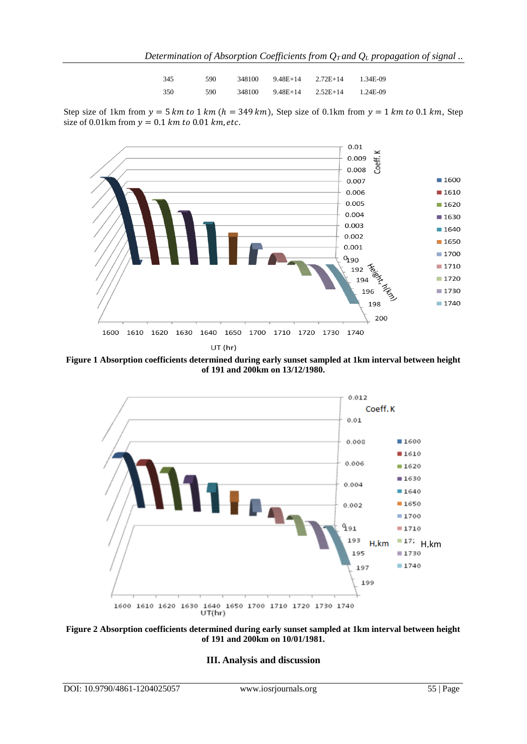| 345 | 590 | 348100 | 9.48E+14 | 2.72E+14 | 1.34E-09 |
|---|---|---|---|---|---|
| 350 | 590 | 348100 | 9.48E+14 | 2.52E+14 | 1.24E-09 |

Step size of 1km from $y = 5\ km\ to\ 1\ km\ (h = 349\ km)$, Step size of 0.1km from $y = 1\ km\ to\ 0.1\ km$, Step size of 0.01km from $y = 0.1\ km\ to\ 0.01\ km, etc.$

**Figure 1 Absorption coefficients determined during early sunset sampled at 1km interval between height of 191 and 200km on 13/12/1980.**

**Figure 2 Absorption coefficients determined during early sunset sampled at 1km interval between height of 191 and 200km on 10/01/1981.**

## III. Analysis and discussion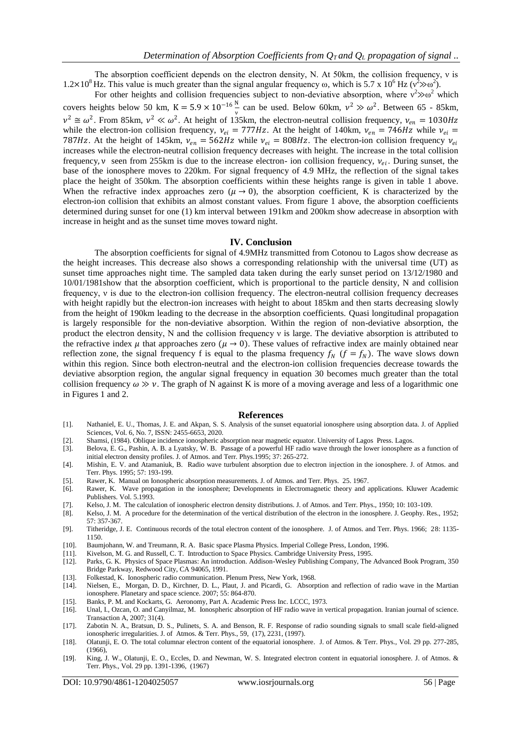The absorption coefficient depends on the electron density, N. At 50km, the collision frequency, ν is $1.2\times10^8$ Hz. This value is much greater than the signal angular frequency ω, which is 5.7 x $10^6$ Hz ($\nu^2 \gg \omega^2$).

For other heights and collision frequencies subject to non-deviative absorption, where $\nu^2 \gg \omega^2$ which covers heights below 50 km, $K = 5.9 \times 10^{-16} \frac{N}{\nu}$ can be used. Below 60km, $\nu^2 \gg \omega^2$. Between 65 - 85km, $\nu^2 \cong \omega^2$. From 85km, $\nu^2 \ll \omega^2$. At height of 135km, the electron-neutral collision frequency, $\nu_{en} = 1030Hz$ while the electron-ion collision frequency, $\nu_{ei} = 777Hz$. At the height of 140km, $\nu_{en} = 746Hz$ while $\nu_{ei} = 787Hz$. At the height of 145km, $\nu_{en} = 562Hz$ while $\nu_{ei} = 808Hz$. The electron-ion collision frequency $\nu_{ei}$ increases while the electron-neutral collision frequency decreases with height. The increase in the total collision frequency, ν seen from 255km is due to the increase electron- ion collision frequency, $\nu_{ei}$. During sunset, the base of the ionosphere moves to 220km. For signal frequency of 4.9 MHz, the reflection of the signal takes place the height of 350km. The absorption coefficients within these heights range is given in table 1 above. When the refractive index approaches zero ($\mu \to 0$), the absorption coefficient, K is characterized by the electron-ion collision that exhibits an almost constant values. From figure 1 above, the absorption coefficients determined during sunset for one (1) km interval between 191km and 200km show adecrease in absorption with increase in height and as the sunset time moves toward night.

## IV. Conclusion

The absorption coefficients for signal of 4.9MHz transmitted from Cotonou to Lagos show decrease as the height increases. This decrease also shows a corresponding relationship with the universal time (UT) as sunset time approaches night time. The sampled data taken during the early sunset period on 13/12/1980 and 10/01/1981show that the absorption coefficient, which is proportional to the particle density, N and collision frequency, ν is due to the electron-ion collision frequency. The electron-neutral collision frequency decreases with height rapidly but the electron-ion increases with height to about 185km and then starts decreasing slowly from the height of 190km leading to the decrease in the absorption coefficients. Quasi longitudinal propagation is largely responsible for the non-deviative absorption. Within the region of non-deviative absorption, the product the electron density, N and the collision frequency ν is large. The deviative absorption is attributed to the refractive index $\mu$ that approaches zero ($\mu \to 0$). These values of refractive index are mainly obtained near reflection zone, the signal frequency f is equal to the plasma frequency $f_N$ ($f = f_N$). The wave slows down within this region. Since both electron-neutral and the electron-ion collision frequencies decrease towards the deviative absorption region, the angular signal frequency in equation 30 becomes much greater than the total collision frequency $\omega \gg \nu$. The graph of N against K is more of a moving average and less of a logarithmic one in Figures 1 and 2.

## References

[1]. Nathaniel, E. U., Thomas, J. E. and Akpan, S. S. Analysis of the sunset equatorial ionosphere using absorption data. J. of Applied Sciences, Vol. 6, No. 7, ISSN: 2455-6653, 2020.

[2]. Shamsi, (1984). Oblique incidence ionospheric absorption near magnetic equator. University of Lagos Press. Lagos.

[3]. Belova, E. G., Pashin, A. B. a Lyatsky, W. B. Passage of a powerful HF radio wave through the lower ionosphere as a function of initial electron density profiles. J. of Atmos. and Terr. Phys.1995; 37: 265-272.

[4]. Mishin, E. V. and Atamaniuk, B. Radio wave turbulent absorption due to electron injection in the ionosphere. J. of Atmos. and Terr. Phys. 1995; 57: 193-199.

[5]. Rawer, K. Manual on Ionospheric absorption measurements. J. of Atmos. and Terr. Phys. 25. 1967.

[6]. Rawer, K. Wave propagation in the ionosphere; Developments in Electromagnetic theory and applications. Kluwer Academic Publishers. Vol. 5.1993.

[7]. Kelso, J. M. The calculation of ionospheric electron density distributions. J. of Atmos. and Terr. Phys., 1950; 10: 103-109.

[8]. Kelso, J. M. A procedure for the determination of the vertical distribution of the electron in the ionosphere. J. Geophy. Res., 1952; 57: 357-367.

[9]. Titheridge, J. E. Continuous records of the total electron content of the ionosphere. J. of Atmos. and Terr. Phys. 1966; 28: 1135-1150.

[10]. Baumjohann, W. and Treumann, R. A. Basic space Plasma Physics. Imperial College Press, London, 1996.

[11]. Kivelson, M. G. and Russell, C. T. Introduction to Space Physics. Cambridge University Press, 1995.

[12]. Parks, G. K. Physics of Space Plasmas: An introduction. Addison-Wesley Publishing Company, The Advanced Book Program, 350 Bridge Parkway, Redwood City, CA 94065, 1991.

[13]. Folkestad, K. Ionospheric radio communication. Plenum Press, New York, 1968.

[14]. Nielsen, E., Morgan, D. D., Kirchner, D. L., Plaut, J. and Picardi, G. Absorption and reflection of radio wave in the Martian ionosphere. Planetary and space science. 2007; 55: 864-870.

[15]. Banks, P. M. and Kockarts, G. Aeronomy, Part A. Academic Press Inc. LCCC, 1973.

[16]. Unal, I., Ozcan, O. and Canyilmaz, M. Ionospheric absorption of HF radio wave in vertical propagation. Iranian journal of science. Transaction A, 2007; 31(4).

[17]. Zabotin N. A., Bratsun, D. S., Pulinets, S. A. and Benson, R. F. Response of radio sounding signals to small scale field-aligned ionospheric irregularities. J. of Atmos. & Terr. Phys., 59, (17), 2231, (1997).

[18]. Olatunji, E. O. The total columnar electron content of the equatorial ionosphere. J. of Atmos. & Terr. Phys., Vol. 29 pp. 277-285, (1966),

[19]. King, J. W., Olatunji, E. O., Eccles, D. and Newman, W. S. Integrated electron content in equatorial ionosphere. J. of Atmos. & Terr. Phys., Vol. 29 pp. 1391-1396, (1967)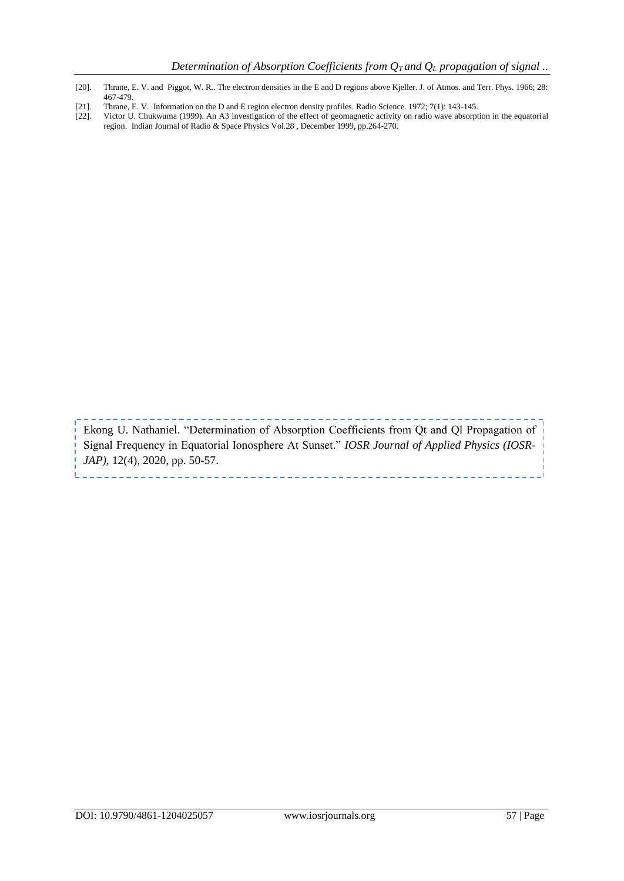[20]. Thrane, E. V. and Piggot, W. R.. The electron densities in the E and D regions above Kjeller. J. of Atmos. and Terr. Phys. 1966; 28: 467-479.

[21]. Thrane, E. V. Information on the D and E region electron density profiles. Radio Science. 1972; 7(1): 143-145.

[22]. Victor U. Chukwuma (1999). An A3 investigation of the effect of geomagnetic activity on radio wave absorption in the equatorial region. Indian Journal of Radio & Space Physics Vol.28 , December 1999, pp.264-270.

Ekong U. Nathaniel. "Determination of Absorption Coefficients from Qt and Ql Propagation of Signal Frequency in Equatorial Ionosphere At Sunset." *IOSR Journal of Applied Physics (IOSR-JAP)*, 12(4), 2020, pp. 50-57.